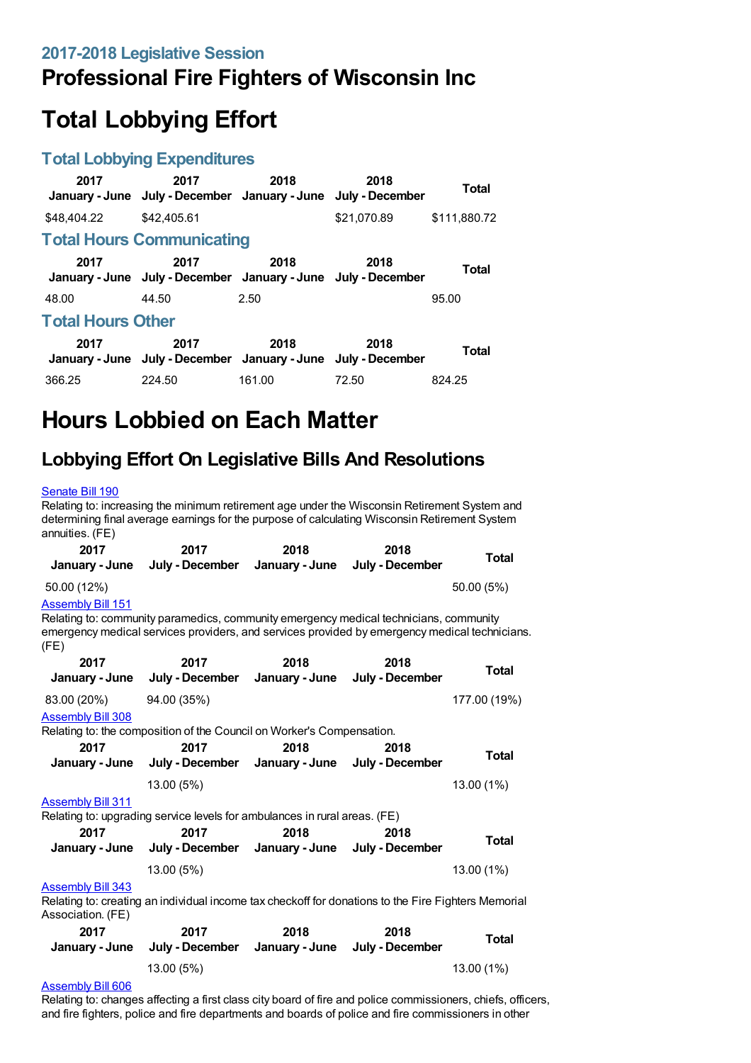## 2017-2018 Legislative Session

# Professional Fire Fighters of Wisconsin Inc

# Total Lobbying Effort

## Total Lobbying Expenditures

| 2017 January - June | 2017 July - December | 2018 January - June | 2018 July - December | Total |
|---|---|---|---|---|
| $48,404.22 | $42,405.61 | | $21,070.89 | $111,880.72 |

## Total Hours Communicating

| 2017 January - June | 2017 July - December | 2018 January - June | 2018 July - December | Total |
|---|---|---|---|---|
| 48.00 | 44.50 | 2.50 | | 95.00 |

## Total Hours Other

| 2017 January - June | 2017 July - December | 2018 January - June | 2018 July - December | Total |
|---|---|---|---|---|
| 366.25 | 224.50 | 161.00 | 72.50 | 824.25 |

# Hours Lobbied on Each Matter

## Lobbying Effort On Legislative Bills And Resolutions

Senate Bill 190

Relating to: increasing the minimum retirement age under the Wisconsin Retirement System and determining final average earnings for the purpose of calculating Wisconsin Retirement System annuities. (FE)

| 2017 January - June | 2017 July - December | 2018 January - June | 2018 July - December | Total |
|---|---|---|---|---|
| 50.00 (12%) | | | | 50.00 (5%) |

Assembly Bill 151

Relating to: community paramedics, community emergency medical technicians, community emergency medical services providers, and services provided by emergency medical technicians. (FE)

| 2017 January - June | 2017 July - December | 2018 January - June | 2018 July - December | Total |
|---|---|---|---|---|
| 83.00 (20%) | 94.00 (35%) | | | 177.00 (19%) |

Assembly Bill 308

Relating to: the composition of the Council on Worker's Compensation.

| 2017 January - June | 2017 July - December | 2018 January - June | 2018 July - December | Total |
|---|---|---|---|---|
| | 13.00 (5%) | | | 13.00 (1%) |

Assembly Bill 311

Relating to: upgrading service levels for ambulances in rural areas. (FE)

| 2017 January - June | 2017 July - December | 2018 January - June | 2018 July - December | Total |
|---|---|---|---|---|
| | 13.00 (5%) | | | 13.00 (1%) |

Assembly Bill 343

Relating to: creating an individual income tax checkoff for donations to the Fire Fighters Memorial Association. (FE)

| 2017 January - June | 2017 July - December | 2018 January - June | 2018 July - December | Total |
|---|---|---|---|---|
| | 13.00 (5%) | | | 13.00 (1%) |

Assembly Bill 606

Relating to: changes affecting a first class city board of fire and police commissioners, chiefs, officers, and fire fighters, police and fire departments and boards of police and fire commissioners in other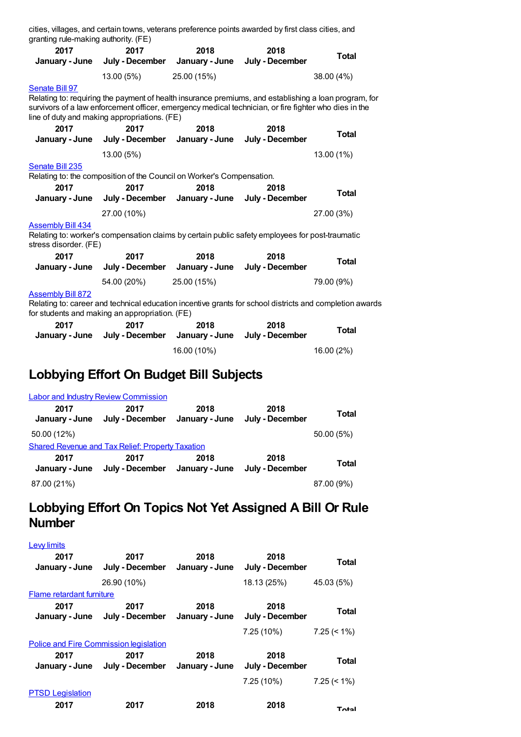cities, villages, and certain towns, veterans preference points awarded by first class cities, and granting rule-making authority. (FE)

| 2017 January - June | 2017 July - December | 2018 January - June | 2018 July - December | Total |
|---|---|---|---|---|
| | 13.00 (5%) | 25.00 (15%) | | 38.00 (4%) |

[Senate Bill 97](#)

Relating to: requiring the payment of health insurance premiums, and establishing a loan program, for survivors of a law enforcement officer, emergency medical technician, or fire fighter who dies in the line of duty and making appropriations. (FE)

| 2017 January - June | 2017 July - December | 2018 January - June | 2018 July - December | Total |
|---|---|---|---|---|
| | 13.00 (5%) | | | 13.00 (1%) |

[Senate Bill 235](#)

Relating to: the composition of the Council on Worker's Compensation.

| 2017 January - June | 2017 July - December | 2018 January - June | 2018 July - December | Total |
|---|---|---|---|---|
| | 27.00 (10%) | | | 27.00 (3%) |

[Assembly Bill 434](#)

Relating to: worker's compensation claims by certain public safety employees for post-traumatic stress disorder. (FE)

| 2017 January - June | 2017 July - December | 2018 January - June | 2018 July - December | Total |
|---|---|---|---|---|
| | 54.00 (20%) | 25.00 (15%) | | 79.00 (9%) |

[Assembly Bill 872](#)

Relating to: career and technical education incentive grants for school districts and completion awards for students and making an appropriation. (FE)

| 2017 January - June | 2017 July - December | 2018 January - June | 2018 July - December | Total |
|---|---|---|---|---|
| | | 16.00 (10%) | | 16.00 (2%) |

## Lobbying Effort On Budget Bill Subjects

[Labor and Industry Review Commission](#)

| 2017 January - June | 2017 July - December | 2018 January - June | 2018 July - December | Total |
|---|---|---|---|---|
| 50.00 (12%) | | | | 50.00 (5%) |

[Shared Revenue and Tax Relief: Property Taxation](#)

| 2017 January - June | 2017 July - December | 2018 January - June | 2018 July - December | Total |
|---|---|---|---|---|
| 87.00 (21%) | | | | 87.00 (9%) |

## Lobbying Effort On Topics Not Yet Assigned A Bill Or Rule Number

[Levy limits](#)

| 2017 January - June | 2017 July - December | 2018 January - June | 2018 July - December | Total |
|---|---|---|---|---|
| | 26.90 (10%) | | 18.13 (25%) | 45.03 (5%) |

[Flame retardant furniture](#)

| 2017 January - June | 2017 July - December | 2018 January - June | 2018 July - December | Total |
|---|---|---|---|---|
| | | | 7.25 (10%) | 7.25 (< 1%) |

[Police and Fire Commission legislation](#)

| 2017 January - June | 2017 July - December | 2018 January - June | 2018 July - December | Total |
|---|---|---|---|---|
| | | | 7.25 (10%) | 7.25 (< 1%) |

[PTSD Legislation](#)

| 2017 | 2017 | 2018 | 2018 | Total |
|---|---|---|---|---|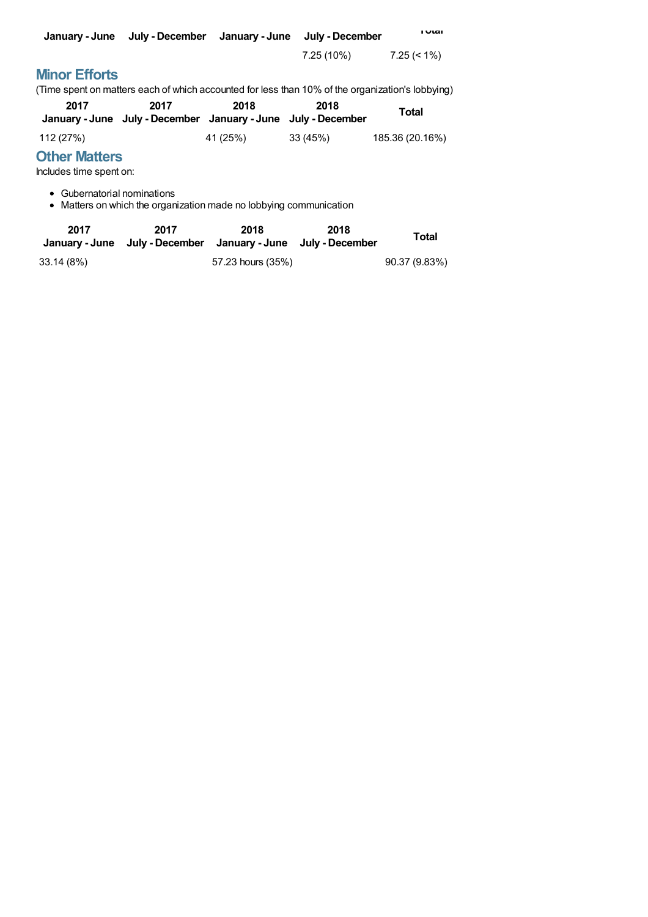| January - June | July - December | January - June | July - December | Total |
|---|---|---|---|---|
| | | | 7.25 (10%) | 7.25 (< 1%) |

## Minor Efforts

(Time spent on matters each of which accounted for less than 10% of the organization's lobbying)

| 2017 January - June | 2017 July - December | 2018 January - June | 2018 July - December | Total |
|---|---|---|---|---|
| 112 (27%) | | 41 (25%) | 33 (45%) | 185.36 (20.16%) |

## Other Matters

Includes time spent on:

- Gubernatorial nominations
- Matters on which the organization made no lobbying communication

| 2017 January - June | 2017 July - December | 2018 January - June | 2018 July - December | Total |
|---|---|---|---|---|
| 33.14 (8%) | | 57.23 hours (35%) | | 90.37 (9.83%) |